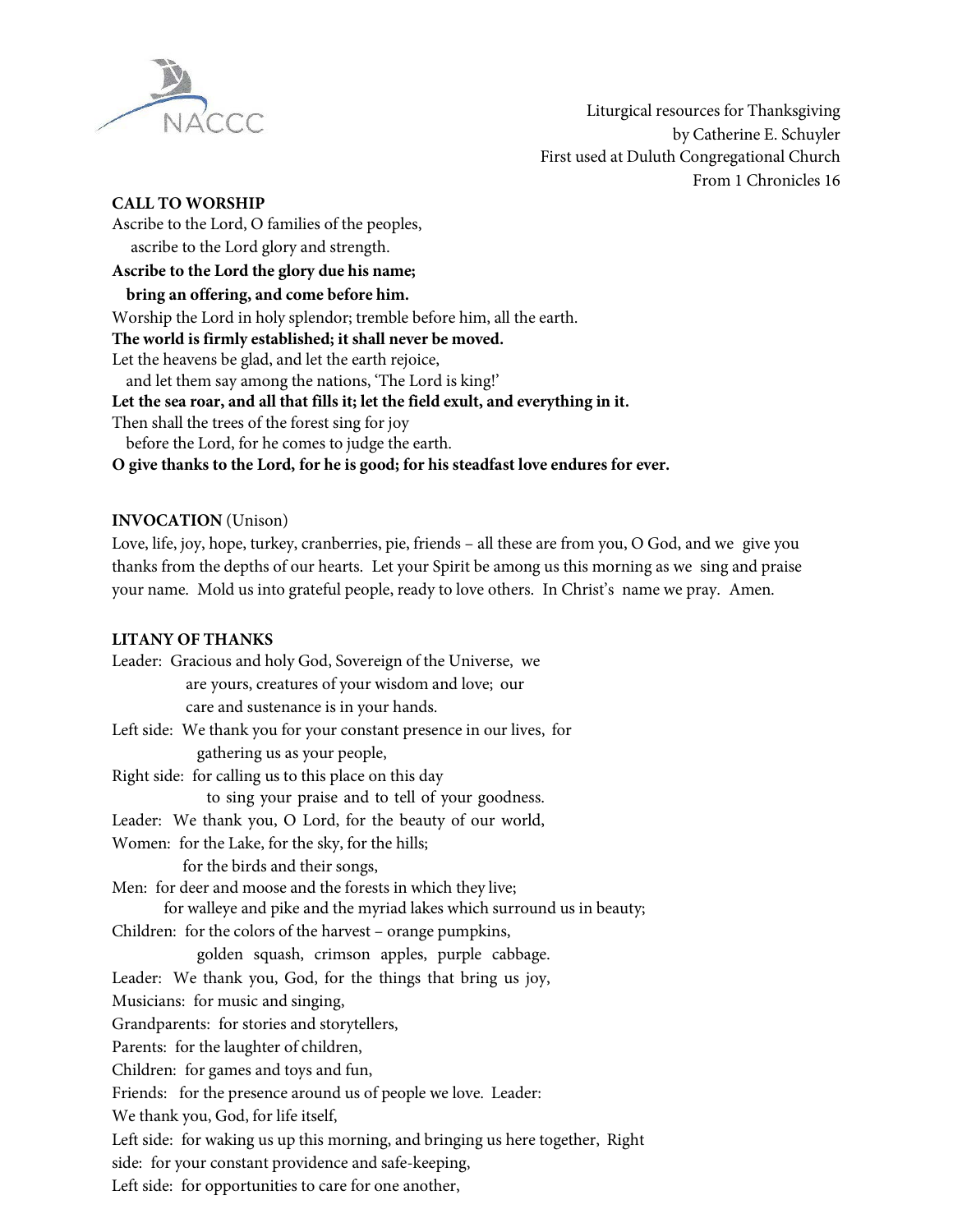Liturgical resources for Thanksgiving
by Catherine E. Schuyler
First used at Duluth Congregational Church
From 1 Chronicles 16

**CALL TO WORSHIP**

Ascribe to the Lord, O families of the peoples,
ascribe to the Lord glory and strength.

**Ascribe to the Lord the glory due his name;
bring an offering, and come before him.**

Worship the Lord in holy splendor; tremble before him, all the earth.

**The world is firmly established; it shall never be moved.**

Let the heavens be glad, and let the earth rejoice,
and let them say among the nations, 'The Lord is king!'

**Let the sea roar, and all that fills it; let the field exult, and everything in it.**

Then shall the trees of the forest sing for joy
before the Lord, for he comes to judge the earth.

**O give thanks to the Lord, for he is good; for his steadfast love endures for ever.**

**INVOCATION** (Unison)

Love, life, joy, hope, turkey, cranberries, pie, friends – all these are from you, O God, and we give you thanks from the depths of our hearts. Let your Spirit be among us this morning as we sing and praise your name. Mold us into grateful people, ready to love others. In Christ's name we pray. Amen.

**LITANY OF THANKS**

Leader: Gracious and holy God, Sovereign of the Universe, we are yours, creatures of your wisdom and love; our care and sustenance is in your hands.

Left side: We thank you for your constant presence in our lives, for gathering us as your people,

Right side: for calling us to this place on this day to sing your praise and to tell of your goodness.

Leader: We thank you, O Lord, for the beauty of our world,

Women: for the Lake, for the sky, for the hills; for the birds and their songs,

Men: for deer and moose and the forests in which they live; for walleye and pike and the myriad lakes which surround us in beauty;

Children: for the colors of the harvest – orange pumpkins, golden squash, crimson apples, purple cabbage.

Leader: We thank you, God, for the things that bring us joy,

Musicians: for music and singing,

Grandparents: for stories and storytellers,

Parents: for the laughter of children,

Children: for games and toys and fun,

Friends: for the presence around us of people we love.

Leader: We thank you, God, for life itself,

Left side: for waking us up this morning, and bringing us here together,

Right side: for your constant providence and safe-keeping,

Left side: for opportunities to care for one another,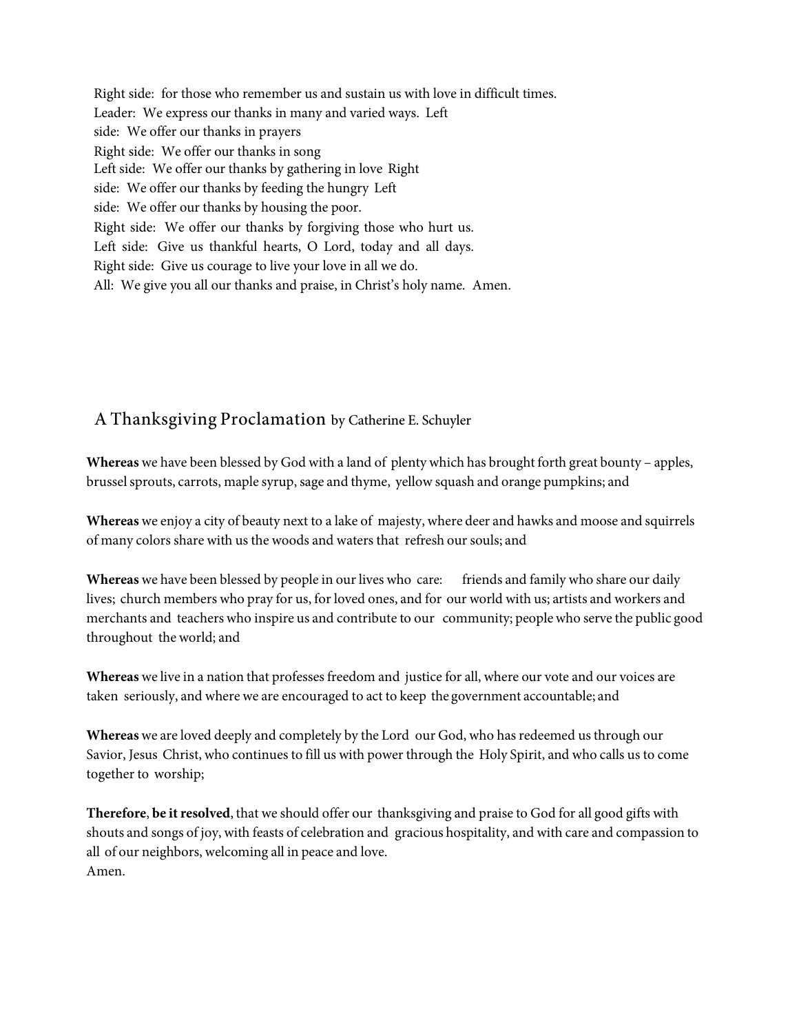Right side: for those who remember us and sustain us with love in difficult times.
Leader: We express our thanks in many and varied ways.
Left side: We offer our thanks in prayers
Right side: We offer our thanks in song
Left side: We offer our thanks by gathering in love
Right side: We offer our thanks by feeding the hungry
Left side: We offer our thanks by housing the poor.
Right side: We offer our thanks by forgiving those who hurt us.
Left side: Give us thankful hearts, O Lord, today and all days.
Right side: Give us courage to live your love in all we do.
All: We give you all our thanks and praise, in Christ's holy name. Amen.

## A Thanksgiving Proclamation by Catherine E. Schuyler

**Whereas** we have been blessed by God with a land of plenty which has brought forth great bounty – apples, brussel sprouts, carrots, maple syrup, sage and thyme, yellow squash and orange pumpkins; and

**Whereas** we enjoy a city of beauty next to a lake of majesty, where deer and hawks and moose and squirrels of many colors share with us the woods and waters that refresh our souls; and

**Whereas** we have been blessed by people in our lives who care: friends and family who share our daily lives; church members who pray for us, for loved ones, and for our world with us; artists and workers and merchants and teachers who inspire us and contribute to our community; people who serve the public good throughout the world; and

**Whereas** we live in a nation that professes freedom and justice for all, where our vote and our voices are taken seriously, and where we are encouraged to act to keep the government accountable; and

**Whereas** we are loved deeply and completely by the Lord our God, who has redeemed us through our Savior, Jesus Christ, who continues to fill us with power through the Holy Spirit, and who calls us to come together to worship;

**Therefore**, **be it resolved**, that we should offer our thanksgiving and praise to God for all good gifts with shouts and songs of joy, with feasts of celebration and gracious hospitality, and with care and compassion to all of our neighbors, welcoming all in peace and love.
Amen.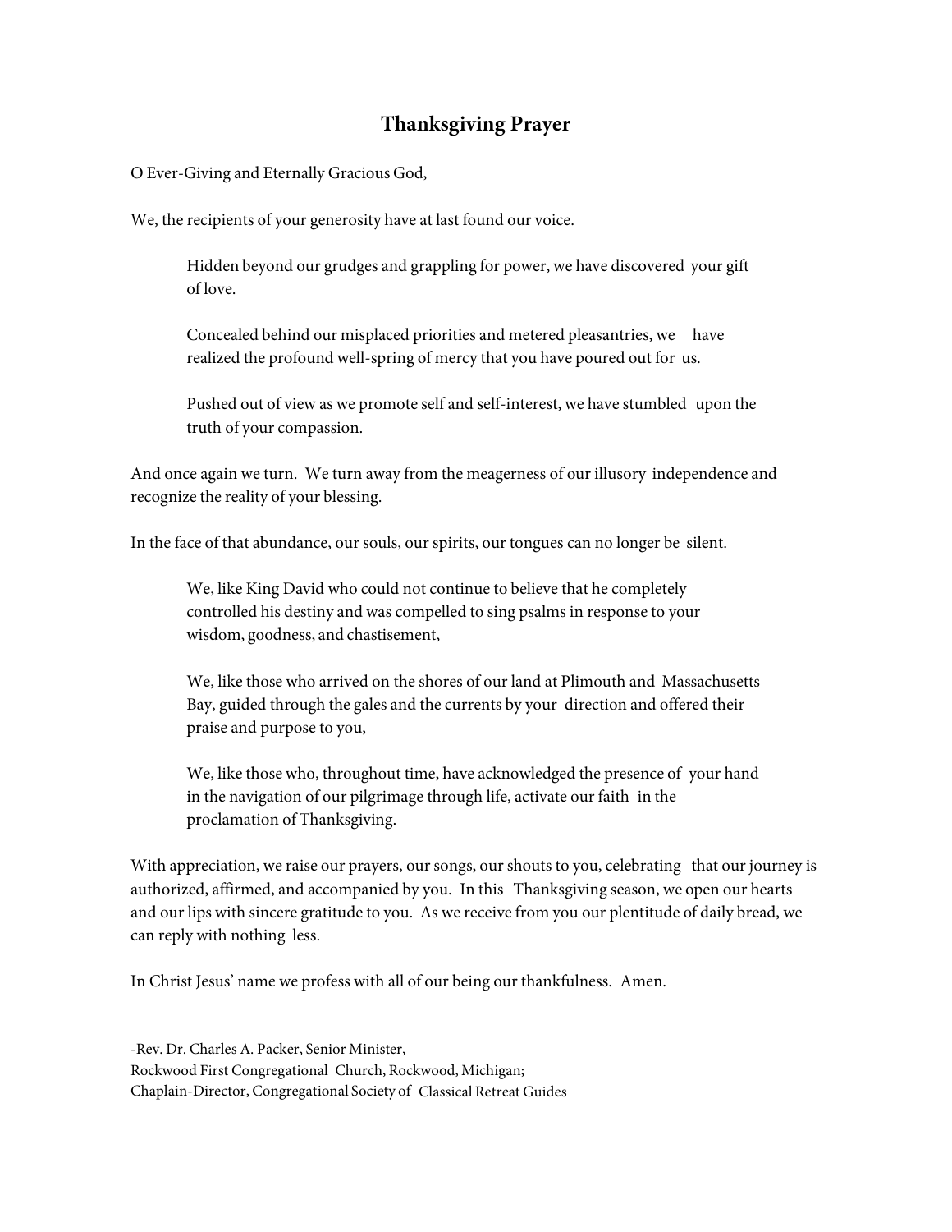## Thanksgiving Prayer

O Ever-Giving and Eternally Gracious God,

We, the recipients of your generosity have at last found our voice.

> Hidden beyond our grudges and grappling for power, we have discovered your gift of love.
>
> Concealed behind our misplaced priorities and metered pleasantries, we have realized the profound well-spring of mercy that you have poured out for us.
>
> Pushed out of view as we promote self and self-interest, we have stumbled upon the truth of your compassion.

And once again we turn. We turn away from the meagerness of our illusory independence and recognize the reality of your blessing.

In the face of that abundance, our souls, our spirits, our tongues can no longer be silent.

> We, like King David who could not continue to believe that he completely controlled his destiny and was compelled to sing psalms in response to your wisdom, goodness, and chastisement,
>
> We, like those who arrived on the shores of our land at Plimouth and Massachusetts Bay, guided through the gales and the currents by your direction and offered their praise and purpose to you,
>
> We, like those who, throughout time, have acknowledged the presence of your hand in the navigation of our pilgrimage through life, activate our faith in the proclamation of Thanksgiving.

With appreciation, we raise our prayers, our songs, our shouts to you, celebrating that our journey is authorized, affirmed, and accompanied by you. In this Thanksgiving season, we open our hearts and our lips with sincere gratitude to you. As we receive from you our plentitude of daily bread, we can reply with nothing less.

In Christ Jesus' name we profess with all of our being our thankfulness. Amen.

-Rev. Dr. Charles A. Packer, Senior Minister,
Rockwood First Congregational Church, Rockwood, Michigan;
Chaplain-Director, Congregational Society of Classical Retreat Guides